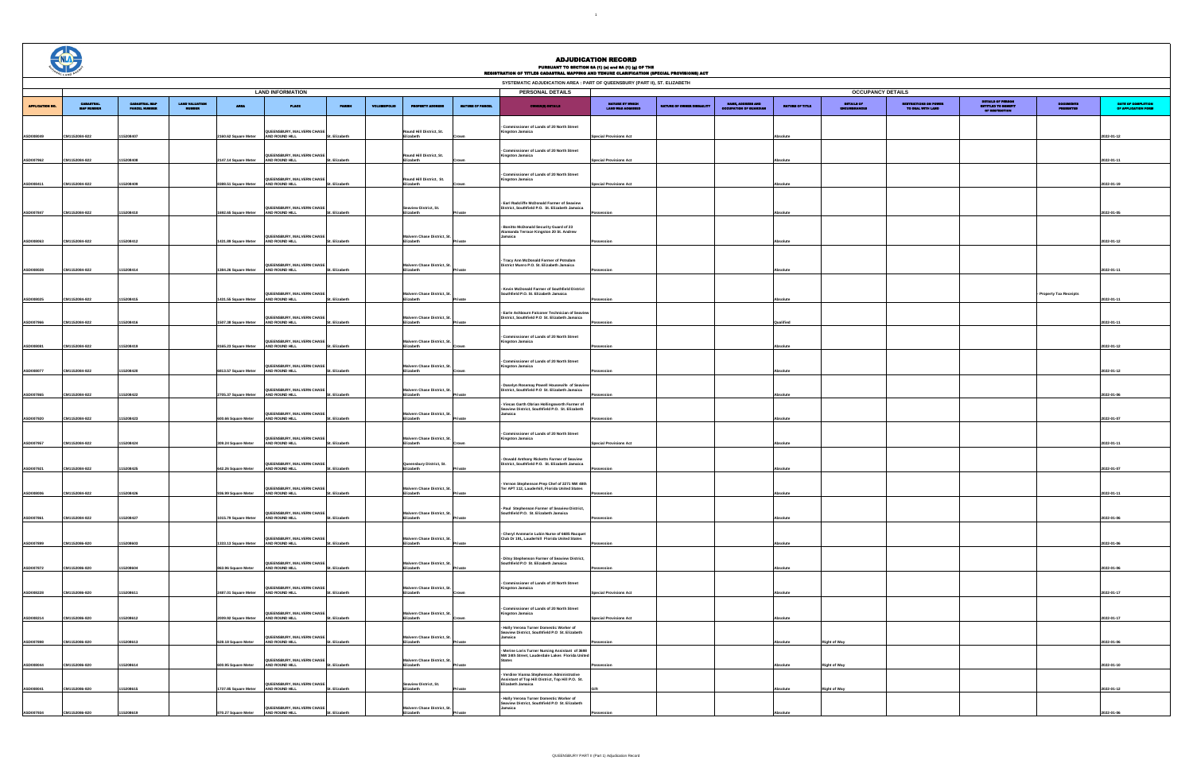# ADJUDICATION RECORD

PURSUANT TO SECTION 8A (1) (a) and 8A (1) (g) OF THE
REGISTRATION OF TITLES CADASTRAL MAPPING AND TENURE CLARIFICATION (SPECIAL PROVISIONS) ACT

SYSTEMATIC ADJUDICATION AREA : PART OF QUEENSBURY (PART II), ST. ELIZABETH

| | LAND INFORMATION | | | | | | | | | PERSONAL DETAILS | OCCUPANCY DETAILS | | | | | | | | |
|---|---|---|---|---|---|---|---|---|---|---|---|---|---|---|---|---|---|---|---|
| APPLICATION NO. | CADASTRAL MAP NUMBER | CADASTRAL MAP PARCEL NUMBER | LAND VALUATION NUMBER | AREA | PLACE | PARISH | VOLUME/FOLIO | PROPERTY ADDRESS | NATURE OF PARCEL | OWNER(S) DETAILS | NATURE BY WHICH LAND WAS ACQUIRED | NATURE OF OWNER DISABILITY | NAME, ADDRESS AND OCCUPATION OF GUARDIAN | NATURE OF TITLE | DETAILS OF ENCUMBRANCES | RESTRICTIONS ON POWER TO DEAL WITH LAND | DETAILS OF PERSON ENTITLED TO BENEFIT OF RESTRICTION | DOCUMENTS PRESENTED | DATE OF COMPLETION OF APPLICATION FORM |
| ASD008049 | CM1152094-022 | 115208407 | | 2160.62 Square Meter | QUEENSBURY, MALVERN CHASE AND ROUND HILL | St. Elizabeth | | Round Hill District, St. Elizabeth | Crown | - Commissioner of Lands of 20 North Street Kingston Jamaica | Special Provisions Act | | | Absolute | | | | | 2022-01-12 |
| ASD007962 | CM1152094-022 | 115208408 | | 2147.14 Square Meter | QUEENSBURY, MALVERN CHASE AND ROUND HILL | St. Elizabeth | | Round Hill District, St. Elizabeth | Crown | - Commissioner of Lands of 20 North Street Kingston Jamaica | Special Provisions Act | | | Absolute | | | | | 2022-01-11 |
| ASD008411 | CM1152094-022 | 115208409 | | 8288.51 Square Meter | QUEENSBURY, MALVERN CHASE AND ROUND HILL | St. Elizabeth | | Round Hill District, St. Elizabeth | Crown | - Commissioner of Lands of 20 North Street Kingston Jamaica | Special Provisions Act | | | Absolute | | | | | 2022-01-19 |
| ASD007847 | CM1152094-022 | 115208410 | | 1692.65 Square Meter | QUEENSBURY, MALVERN CHASE AND ROUND HILL | St. Elizabeth | | Seaview District, St. Elizabeth | Private | - Earl Radcliffe McDonald Farmer of Seaview District, Southfield P.O. St. Elizabeth Jamaica | Possession | | | Absolute | | | | | 2022-01-05 |
| ASD008063 | CM1152094-022 | 115208412 | | 1431.09 Square Meter | QUEENSBURY, MALVERN CHASE AND ROUND HILL | St. Elizabeth | | Malvern Chase District, St. Elizabeth | Private | - Benitto McDonald Security Guard of 23 Alamanda Terrace Kingston 20 St. Andrew Jamaica | Possession | | | Absolute | | | | | 2022-01-12 |
| ASD008020 | CM1152094-022 | 115208414 | | 1394.26 Square Meter | QUEENSBURY, MALVERN CHASE AND ROUND HILL | St. Elizabeth | | Malvern Chase District, St. Elizabeth | Private | - Tracy Ann McDonald Farmer of Potsdam District Munro P.O. St. Elizabeth Jamaica | Possession | | | Absolute | | | | | 2022-01-11 |
| ASD008025 | CM1152094-022 | 115208415 | | 1431.56 Square Meter | QUEENSBURY, MALVERN CHASE AND ROUND HILL | St. Elizabeth | | Malvern Chase District, St. Elizabeth | Private | - Kevin McDonald Farmer of Southfield District Southfield P.O. St. Elizabeth Jamaica | Possession | | | Absolute | | | | - Property Tax Receipts | 2022-01-11 |
| ASD007966 | CM1152094-022 | 115208416 | | 1507.38 Square Meter | QUEENSBURY, MALVERN CHASE AND ROUND HILL | St. Elizabeth | | Malvern Chase District, St. Elizabeth | Private | - Earle Ashbourn Falconer Technician of Seaview District, Southfield P.O St. Elizabeth Jamaica | Possession | | | Qualified | | | | | 2022-01-11 |
| ASD008081 | CM1152094-022 | 115208419 | | 8165.23 Square Meter | QUEENSBURY, MALVERN CHASE AND ROUND HILL | St. Elizabeth | | Malvern Chase District, St. Elizabeth | Crown | - Commissioner of Lands of 20 North Street Kingston Jamaica | Possession | | | Absolute | | | | | 2022-01-12 |
| ASD008077 | CM1152094-022 | 115208420 | | 6613.57 Square Meter | QUEENSBURY, MALVERN CHASE AND ROUND HILL | St. Elizabeth | | Malvern Chase District, St. Elizabeth | Crown | - Commissioner of Lands of 20 North Street Kingston Jamaica | Possession | | | Absolute | | | | | 2022-01-12 |
| ASD007865 | CM1152094-022 | 115208422 | | 2795.37 Square Meter | QUEENSBURY, MALVERN CHASE AND ROUND HILL | St. Elizabeth | | Malvern Chase District, St. Elizabeth | Private | - Docelyn Rosemay Powell Housewife of Seaview District, Southfield P.O St. Elizabeth Jamaica | Possession | | | Absolute | | | | | 2022-01-06 |
| ASD007920 | CM1152094-022 | 115208423 | | 600.66 Square Meter | QUEENSBURY, MALVERN CHASE AND ROUND HILL | St. Elizabeth | | Malvern Chase District, St. Elizabeth | Private | - Vivian Garth Obrian Hollingsworth Farmer of Seaview District, Southfield P.O. St. Elizabeth Jamaica | Possession | | | Absolute | | | | | 2022-01-07 |
| ASD007957 | CM1152094-022 | 115208424 | | 309.24 Square Meter | QUEENSBURY, MALVERN CHASE AND ROUND HILL | St. Elizabeth | | Malvern Chase District, St. Elizabeth | Crown | - Commissioner of Lands of 20 North Street Kingston Jamaica | Special Provisions Act | | | Absolute | | | | | 2022-01-11 |
| ASD007921 | CM1152094-022 | 115208425 | | 642.26 Square Meter | QUEENSBURY, MALVERN CHASE AND ROUND HILL | St. Elizabeth | | Queensbury District, St. Elizabeth | Private | - Donald Anthony Ricketts Farmer of Seaview District, Southfield P.O. St. Elizabeth Jamaica | Possession | | | Absolute | | | | | 2022-01-07 |
| ASD008006 | CM1152094-022 | 115208426 | | 936.99 Square Meter | QUEENSBURY, MALVERN CHASE AND ROUND HILL | St. Elizabeth | | Malvern Chase District, St. Elizabeth | Private | - Vernon Stephenson Prep Chef of 2271 NW 48th Ter APT 112, Lauderhill, Florida United States | Possession | | | Absolute | | | | | 2022-01-11 |
| ASD007861 | CM1152094-022 | 115208427 | | 1015.79 Square Meter | QUEENSBURY, MALVERN CHASE AND ROUND HILL | St. Elizabeth | | Malvern Chase District, St. Elizabeth | Private | - Paul Stephenson Farmer of Seaview District, Southfield P.O. St. Elizabeth Jamaica | Possession | | | Absolute | | | | | 2022-01-06 |
| ASD007899 | CM1152096-020 | 115208603 | | 1333.13 Square Meter | QUEENSBURY, MALVERN CHASE AND ROUND HILL | St. Elizabeth | | Malvern Chase District, St. Elizabeth | Private | - Cheryl Annmarie Lubin Nurse of 6685 Racquet Club Dr 191, Lauderhill Florida United States | Possession | | | Absolute | | | | | 2022-01-06 |
| ASD007872 | CM1152096-020 | 115208604 | | 863.95 Square Meter | QUEENSBURY, MALVERN CHASE AND ROUND HILL | St. Elizabeth | | Malvern Chase District, St. Elizabeth | Private | - Dilsy Stephenson Farmer of Seaview District, Southfield P.O St. Elizabeth Jamaica | Possession | | | Absolute | | | | | 2022-01-06 |
| ASD008220 | CM1152096-020 | 115208611 | | 2497.01 Square Meter | QUEENSBURY, MALVERN CHASE AND ROUND HILL | St. Elizabeth | | Malvern Chase District, St. Elizabeth | Crown | - Commissioner of Lands of 20 North Street Kingston Jamaica | Special Provisions Act | | | Absolute | | | | | 2022-01-17 |
| ASD008214 | CM1152096-020 | 115208612 | | 2059.92 Square Meter | QUEENSBURY, MALVERN CHASE AND ROUND HILL | St. Elizabeth | | Malvern Chase District, St. Elizabeth | Crown | - Commissioner of Lands of 20 North Street Kingston Jamaica | Special Provisions Act | | | Absolute | | | | | 2022-01-17 |
| ASD007880 | CM1152096-020 | 115208613 | | 628.18 Square Meter | QUEENSBURY, MALVERN CHASE AND ROUND HILL | St. Elizabeth | | Malvern Chase District, St. Elizabeth | Private | - Holly Verona Turner Domestic Worker of Seaview District, Southfield P.O St. Elizabeth Jamaica | Possession | | | Absolute | Right of Way | | | | 2022-01-06 |
| ASD008044 | CM1152096-020 | 115208614 | | 600.95 Square Meter | QUEENSBURY, MALVERN CHASE AND ROUND HILL | St. Elizabeth | | Malvern Chase District, St. Elizabeth | Private | - Merise Loris Turner Nursing Assistant of 3680 NW 16th Street, Lauderdale Lakes Florida United States | Possession | | | Absolute | Right of Way | | | | 2022-01-10 |
| ASD008041 | CM1152096-020 | 115208615 | | 1727.05 Square Meter | QUEENSBURY, MALVERN CHASE AND ROUND HILL | St. Elizabeth | | Seaview District, St. Elizabeth | Private | - Verdine Vianna Stephenson Administrative Assistant of Top Hill District, Top Hill P.O. St. Elizabeth Jamaica | Gift | | | Absolute | Right of Way | | | | 2022-01-12 |
| ASD007934 | CM1152096-020 | 115208619 | | 870.27 Square Meter | QUEENSBURY, MALVERN CHASE AND ROUND HILL | St. Elizabeth | | Malvern Chase District, St. Elizabeth | Private | - Holly Verona Turner Domestic Worker of Seaview District, Southfield P.O St. Elizabeth Jamaica | Possession | | | Absolute | | | | | 2022-01-06 |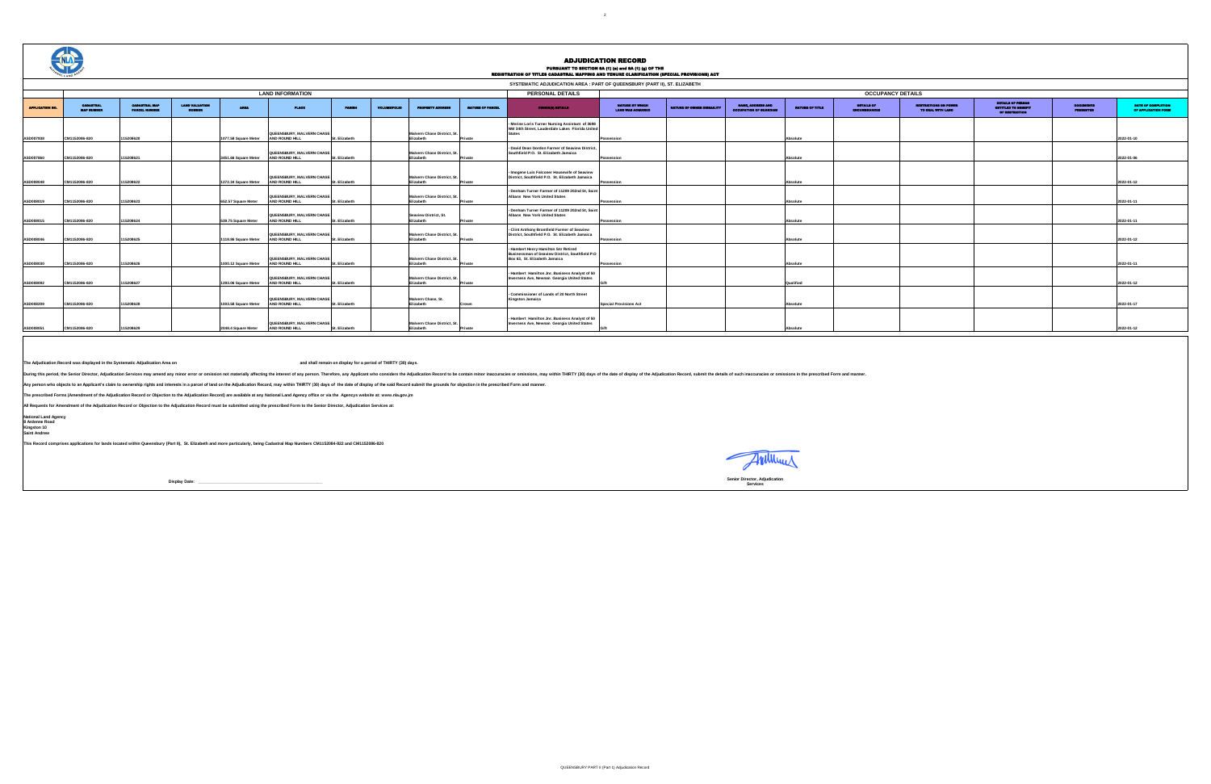# ADJUDICATION RECORD

**PURSUANT TO SECTION 8A (1) (a) and 8A (1) (g) OF THE**
**REGISTRATION OF TITLES CADASTRAL MAPPING AND TENURE CLARIFICATION (SPECIAL PROVISIONS) ACT**

**SYSTEMATIC ADJUDICATION AREA : PART OF QUEENSBURY (PART II), ST. ELIZABETH**

| | LAND INFORMATION | | | | | | | | | PERSONAL DETAILS | OCCUPANCY DETAILS | | | | | | | | |
|---|---|---|---|---|---|---|---|---|---|---|---|---|---|---|---|---|---|---|---|
| APPLICATION NO. | CADASTRAL MAP NUMBER | CADASTRAL MAP PARCEL NUMBER | LAND VALUATION NUMBER | AREA | PLACE | PARISH | VOLUME/FOLIO | PROPERTY ADDRESS | NATURE OF PARCEL | OWNER(S) DETAILS | NATURE OF WHICH LAND WAS ACQUIRED | NATURE OF OWNER DISABILITY | NAME, ADDRESS AND OCCUPATION OF GUARDIAN | NATURE OF TITLE | DETAILS OF ENCUMBRANCE | RESTRICTIONS ON POWER TO DEAL WITH LAND | DETAILS OF PERSON ENTITLED TO BENEFIT OF RESTRICTION | DOCUMENTS PRESENTED | DATE OF COMPLETION OF APPLICATION FORM |
| ASD007930 | CM1152086-020 | 115208620 | | 1077.58 Square Meter | QUEENSBURY, MALVERN CHASE AND ROUND HILL | St. Elizabeth | | Malvern Chase District, St. Elizabeth | Private | - Merine Lorin Turner Nursing Assistant of 2680 NW 34th Street, Lauderdale Lakes Florida United States | Possession | | | Absolute | | | | | 2022-01-10 |
| ASD007880 | CM1152086-020 | 115208621 | | 3451.46 Square Meter | QUEENSBURY, MALVERN CHASE AND ROUND HILL | St. Elizabeth | | Malvern Chase District, St. Elizabeth | Private | - David Dean Gordon Farmer of Seaview District, Southfield P.O. St. Elizabeth Jamaica | Possession | | | Absolute | | | | | 2022-01-06 |
| ASD008048 | CM1152086-020 | 115208622 | | 1272.34 Square Meter | QUEENSBURY, MALVERN CHASE AND ROUND HILL | St. Elizabeth | | Malvern Chase District, St. Elizabeth | Private | - Imogene Luis Falconer Housewife of Seaview District, Southfield P.O. St. Elizabeth Jamaica | Possession | | | Absolute | | | | | 2022-01-12 |
| ASD008019 | CM1152086-020 | 115208623 | | 652.57 Square Meter | QUEENSBURY, MALVERN CHASE AND ROUND HILL | St. Elizabeth | | Malvern Chase District, St. Elizabeth | Private | - Denham Turner Farmer of 11209 202nd St, Saint Albans New York United States | Possession | | | Absolute | | | | | 2022-01-11 |
| ASD008015 | CM1152086-020 | 115208624 | | 528.75 Square Meter | QUEENSBURY, MALVERN CHASE AND ROUND HILL | St. Elizabeth | | Seaview District, St. Elizabeth | Private | - Denham Turner Farmer of 11209 202nd St, Saint Albans New York United States | Possession | | | Absolute | | | | | 2022-01-11 |
| ASD008046 | CM1152086-020 | 115208625 | | 1118.05 Square Meter | QUEENSBURY, MALVERN CHASE AND ROUND HILL | St. Elizabeth | | Malvern Chase District, St. Elizabeth | Private | - Clint Anthony Bromfield Farmer of Seaview District, Southfield P.O. St. Elizabeth Jamaica | Possession | | | Absolute | | | | | 2022-01-12 |
| ASD008030 | CM1152086-020 | 115208626 | | 1020.12 Square Meter | QUEENSBURY, MALVERN CHASE AND ROUND HILL | St. Elizabeth | | Malvern Chase District, St. Elizabeth | Private | - Hanbert Henry Hamilton Snr Retired Businessman of Seaview District, Southfield P.O Box 63, St. Elizabeth Jamaica | Possession | | | Absolute | | | | | 2022-01-11 |
| ASD008092 | CM1152086-020 | 115208627 | | 1293.06 Square Meter | QUEENSBURY, MALVERN CHASE AND ROUND HILL | St. Elizabeth | | Malvern Chase District, St. Elizabeth | Private | - Hanbert Hamilton Jnr. Business Analyst of 50 Inverness Ave, Newnan Georgia United States | Gift | | | Qualified | | | | | 2022-01-12 |
| ASD008209 | CM1152086-020 | 115208628 | | 1003.58 Square Meter | QUEENSBURY, MALVERN CHASE AND ROUND HILL | St. Elizabeth | | Malvern Chase, St. Elizabeth | Crown | - Commissioner of Lands of 20 North Street Kingston Jamaica | Special Provisions Act | | | Absolute | | | | | 2022-01-17 |
| ASD008051 | CM1152086-020 | 115208629 | | 2048.4 Square Meter | QUEENSBURY, MALVERN CHASE AND ROUND HILL | St. Elizabeth | | Malvern Chase District, St. Elizabeth | Private | - Hanbert Hamilton Jnr. Business Analyst of 50 Inverness Ave, Newnan Georgia United States | Gift | | | Absolute | | | | | 2022-01-12 |

The Adjudication Record was displayed in the Systematic Adjudication Area on and shall remain on display for a period of THIRTY (30) days.

During this period, the Senior Director, Adjudication Services may amend any minor error or omission not materially affecting the interest of any person. Therefore, any Applicant who considers the Adjudication Record to be contain minor inaccuracies or omissions, may within THIRTY (30) days of the date of display of the Adjudication Record, submit the details of such inaccuracies or omissions in the prescribed Form and manner.

Any person who objects to an Applicant's claim to ownership rights and interests in a parcel of land on the Adjudication Record, may within THIRTY (30) days of the date of display of the said Record submit the grounds for objection in the prescribed Form and manner.

The prescribed Forms (Amendment of the Adjudication Record or Objection to the Adjudication Record) are available at any National Land Agency office or via the Agencys website at: www.nla.gov.jm

All Requests for Amendment of the Adjudication Record or Objection to the Adjudication Record must be submitted using the prescribed Form to the Senior Director, Adjudication Services at:

National Land Agency
8 Ardenne Road
Kingston 10
Saint Andrew

This Record comprises applications for lands located within Queensbury (Part II), St. Elizabeth and more particularly, being Cadastral Map Numbers CM1152084-022 and CM1152086-020

Display Date: \_\_\_\_\_\_\_\_\_\_\_\_\_\_\_\_\_\_\_\_\_\_\_\_\_\_\_\_

Senior Director, Adjudication Services